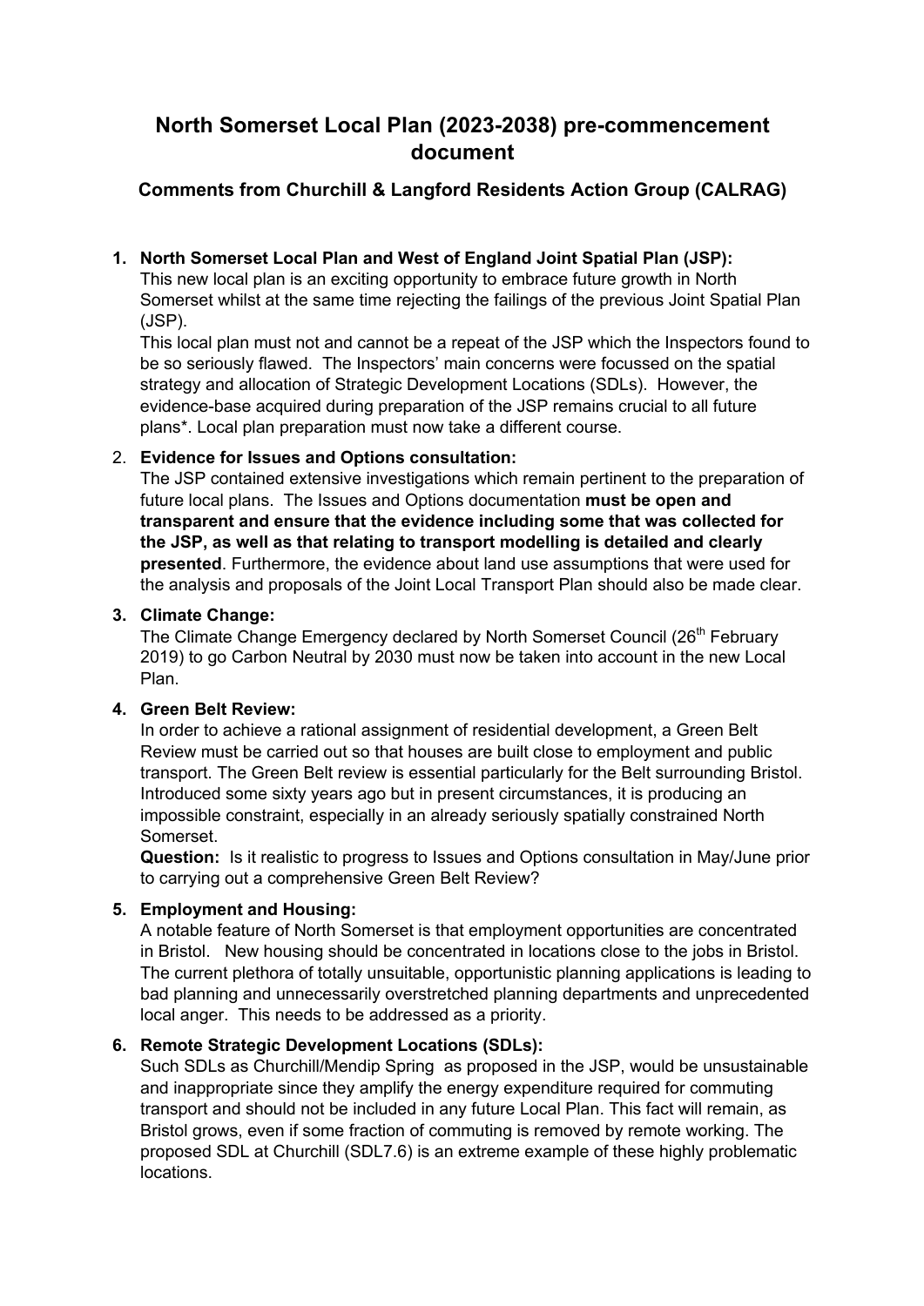# North Somerset Local Plan (2023-2038) pre-commencement document

## Comments from Churchill & Langford Residents Action Group (CALRAG)

1. **North Somerset Local Plan and West of England Joint Spatial Plan (JSP):**
   This new local plan is an exciting opportunity to embrace future growth in North Somerset whilst at the same time rejecting the failings of the previous Joint Spatial Plan (JSP).
   This local plan must not and cannot be a repeat of the JSP which the Inspectors found to be so seriously flawed. The Inspectors' main concerns were focussed on the spatial strategy and allocation of Strategic Development Locations (SDLs). However, the evidence-base acquired during preparation of the JSP remains crucial to all future plans*. Local plan preparation must now take a different course.

2. **Evidence for Issues and Options consultation:**
   The JSP contained extensive investigations which remain pertinent to the preparation of future local plans. The Issues and Options documentation **must be open and transparent and ensure that the evidence including some that was collected for the JSP, as well as that relating to transport modelling is detailed and clearly presented**. Furthermore, the evidence about land use assumptions that were used for the analysis and proposals of the Joint Local Transport Plan should also be made clear.

3. **Climate Change:**
   The Climate Change Emergency declared by North Somerset Council (26th February 2019) to go Carbon Neutral by 2030 must now be taken into account in the new Local Plan.

4. **Green Belt Review:**
   In order to achieve a rational assignment of residential development, a Green Belt Review must be carried out so that houses are built close to employment and public transport. The Green Belt review is essential particularly for the Belt surrounding Bristol. Introduced some sixty years ago but in present circumstances, it is producing an impossible constraint, especially in an already seriously spatially constrained North Somerset.
   **Question:** Is it realistic to progress to Issues and Options consultation in May/June prior to carrying out a comprehensive Green Belt Review?

5. **Employment and Housing:**
   A notable feature of North Somerset is that employment opportunities are concentrated in Bristol. New housing should be concentrated in locations close to the jobs in Bristol. The current plethora of totally unsuitable, opportunistic planning applications is leading to bad planning and unnecessarily overstretched planning departments and unprecedented local anger. This needs to be addressed as a priority.

6. **Remote Strategic Development Locations (SDLs):**
   Such SDLs as Churchill/Mendip Spring as proposed in the JSP, would be unsustainable and inappropriate since they amplify the energy expenditure required for commuting transport and should not be included in any future Local Plan. This fact will remain, as Bristol grows, even if some fraction of commuting is removed by remote working. The proposed SDL at Churchill (SDL7.6) is an extreme example of these highly problematic locations.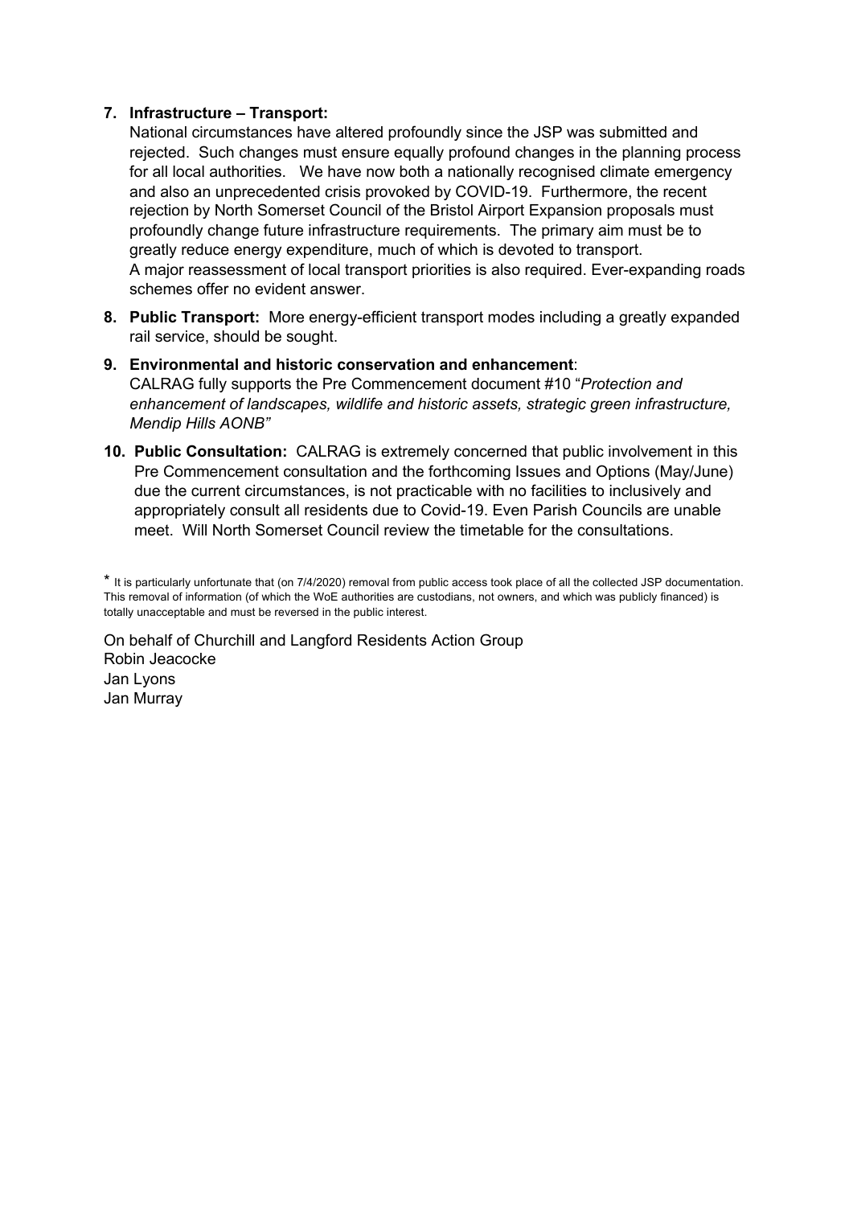7. **Infrastructure – Transport:**
   National circumstances have altered profoundly since the JSP was submitted and rejected. Such changes must ensure equally profound changes in the planning process for all local authorities. We have now both a nationally recognised climate emergency and also an unprecedented crisis provoked by COVID-19. Furthermore, the recent rejection by North Somerset Council of the Bristol Airport Expansion proposals must profoundly change future infrastructure requirements. The primary aim must be to greatly reduce energy expenditure, much of which is devoted to transport.
   A major reassessment of local transport priorities is also required. Ever-expanding roads schemes offer no evident answer.

8. **Public Transport:** More energy-efficient transport modes including a greatly expanded rail service, should be sought.

9. **Environmental and historic conservation and enhancement**:
   CALRAG fully supports the Pre Commencement document #10 "*Protection and enhancement of landscapes, wildlife and historic assets, strategic green infrastructure, Mendip Hills AONB"*

10. **Public Consultation:** CALRAG is extremely concerned that public involvement in this Pre Commencement consultation and the forthcoming Issues and Options (May/June) due the current circumstances, is not practicable with no facilities to inclusively and appropriately consult all residents due to Covid-19. Even Parish Councils are unable meet. Will North Somerset Council review the timetable for the consultations.

\* It is particularly unfortunate that (on 7/4/2020) removal from public access took place of all the collected JSP documentation. This removal of information (of which the WoE authorities are custodians, not owners, and which was publicly financed) is totally unacceptable and must be reversed in the public interest.

On behalf of Churchill and Langford Residents Action Group
Robin Jeacocke
Jan Lyons
Jan Murray